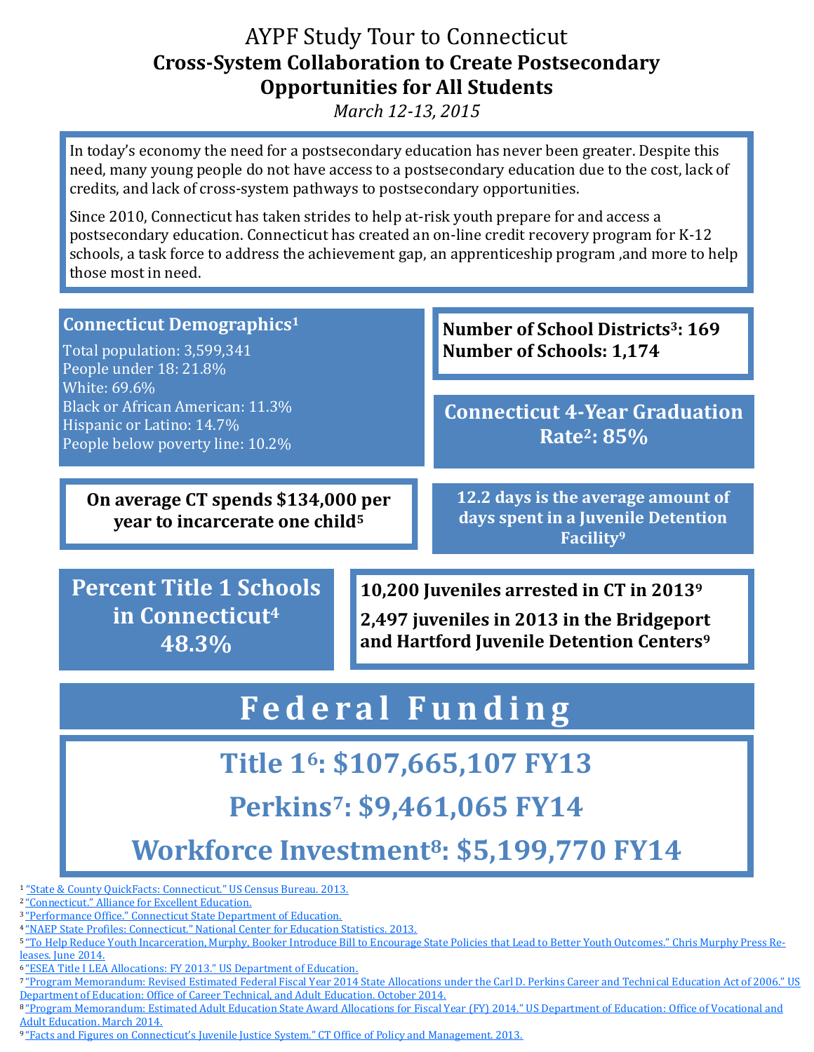# AYPF Study Tour to Connecticut

## Cross-System Collaboration to Create Postsecondary Opportunities for All Students

*March 12-13, 2015*

In today's economy the need for a postsecondary education has never been greater. Despite this need, many young people do not have access to a postsecondary education due to the cost, lack of credits, and lack of cross-system pathways to postsecondary opportunities.

Since 2010, Connecticut has taken strides to help at-risk youth prepare for and access a postsecondary education. Connecticut has created an on-line credit recovery program for K-12 schools, a task force to address the achievement gap, an apprenticeship program ,and more to help those most in need.

### Connecticut Demographics[1]

Total population: 3,599,341
People under 18: 21.8%
White: 69.6%
Black or African American: 11.3%
Hispanic or Latino: 14.7%
People below poverty line: 10.2%

**Number of School Districts[3]: 169**
**Number of Schools: 1,174**

**Connecticut 4-Year Graduation Rate[2]: 85%**

**On average CT spends $134,000 per year to incarcerate one child[5]**

**12.2 days is the average amount of days spent in a Juvenile Detention Facility[9]**

**Percent Title 1 Schools in Connecticut[4] 48.3%**

**10,200 Juveniles arrested in CT in 2013[9]**

**2,497 juveniles in 2013 in the Bridgeport and Hartford Juvenile Detention Centers[9]**

## Federal Funding

**Title 1[6]: $107,665,107 FY13**

**Perkins[7]: $9,461,065 FY14**

**Workforce Investment[8]: $5,199,770 FY14**

---

1 "State & County QuickFacts: Connecticut." US Census Bureau. 2013.
2 "Connecticut." Alliance for Excellent Education.
3 "Performance Office." Connecticut State Department of Education.
4 "NAEP State Profiles: Connecticut." National Center for Education Statistics. 2013.
5 "To Help Reduce Youth Incarceration, Murphy, Booker Introduce Bill to Encourage State Policies that Lead to Better Youth Outcomes." Chris Murphy Press Releases. June 2014.
6 "ESEA Title I LEA Allocations: FY 2013." US Department of Education.
7 "Program Memorandum: Revised Estimated Federal Fiscal Year 2014 State Allocations under the Carl D. Perkins Career and Technical Education Act of 2006." US Department of Education: Office of Career Technical, and Adult Education. October 2014.
8 "Program Memorandum: Estimated Adult Education State Award Allocations for Fiscal Year (FY) 2014." US Department of Education: Office of Vocational and Adult Education. March 2014.
9 "Facts and Figures on Connecticut's Juvenile Justice System." CT Office of Policy and Management. 2013.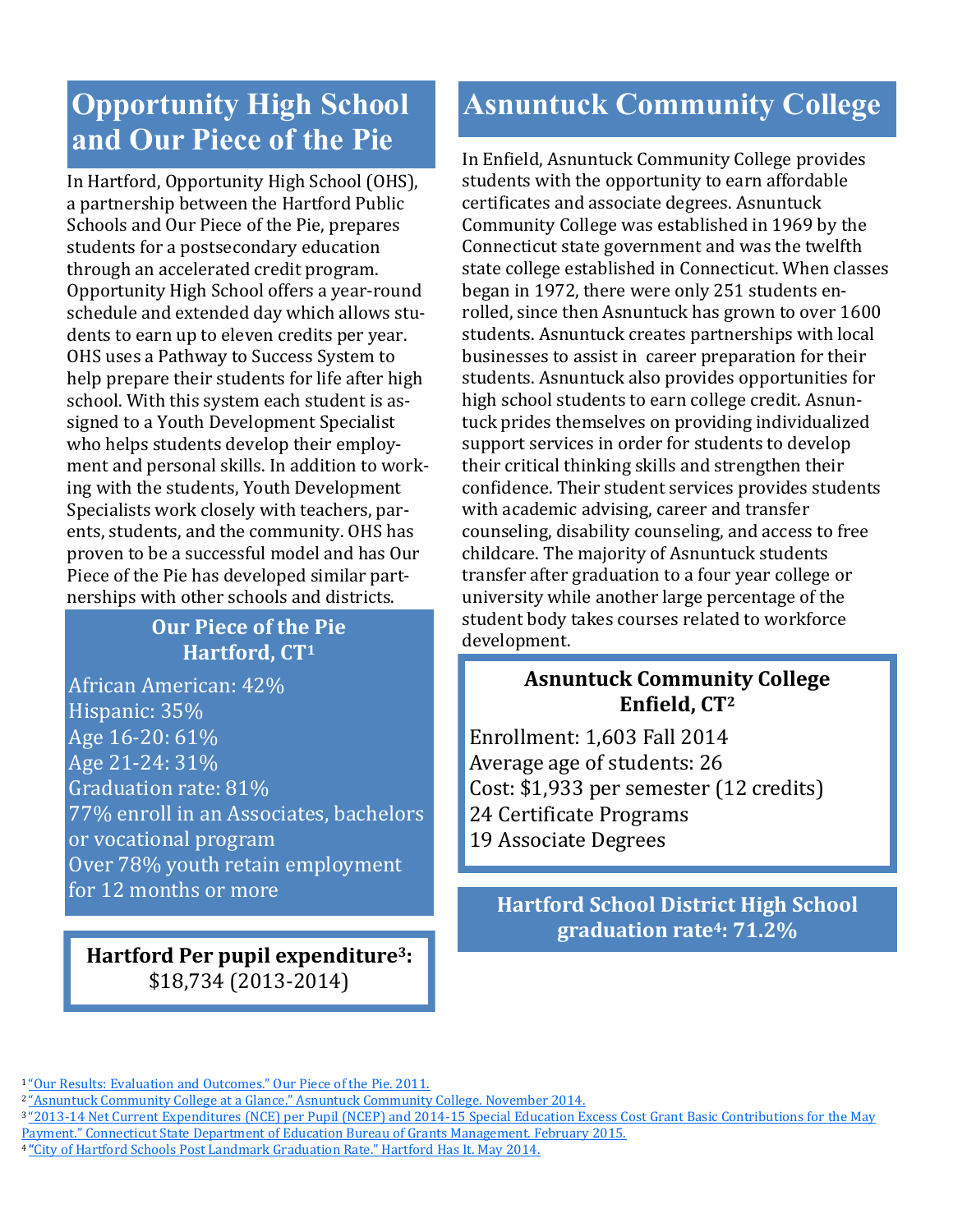## Opportunity High School and Our Piece of the Pie

In Hartford, Opportunity High School (OHS), a partnership between the Hartford Public Schools and Our Piece of the Pie, prepares students for a postsecondary education through an accelerated credit program. Opportunity High School offers a year-round schedule and extended day which allows students to earn up to eleven credits per year. OHS uses a Pathway to Success System to help prepare their students for life after high school. With this system each student is assigned to a Youth Development Specialist who helps students develop their employment and personal skills. In addition to working with the students, Youth Development Specialists work closely with teachers, parents, students, and the community. OHS has proven to be a successful model and has Our Piece of the Pie has developed similar partnerships with other schools and districts.

**Our Piece of the Pie**
**Hartford, CT[1]**

African American: 42%
Hispanic: 35%
Age 16-20: 61%
Age 21-24: 31%
Graduation rate: 81%
77% enroll in an Associates, bachelors or vocational program
Over 78% youth retain employment for 12 months or more

**Hartford Per pupil expenditure[3]:** $18,734 (2013-2014)

## Asnuntuck Community College

In Enfield, Asnuntuck Community College provides students with the opportunity to earn affordable certificates and associate degrees. Asnuntuck Community College was established in 1969 by the Connecticut state government and was the twelfth state college established in Connecticut. When classes began in 1972, there were only 251 students enrolled, since then Asnuntuck has grown to over 1600 students. Asnuntuck creates partnerships with local businesses to assist in career preparation for their students. Asnuntuck also provides opportunities for high school students to earn college credit. Asnuntuck prides themselves on providing individualized support services in order for students to develop their critical thinking skills and strengthen their confidence. Their student services provides students with academic advising, career and transfer counseling, disability counseling, and access to free childcare. The majority of Asnuntuck students transfer after graduation to a four year college or university while another large percentage of the student body takes courses related to workforce development.

**Asnuntuck Community College**
**Enfield, CT[2]**

Enrollment: 1,603 Fall 2014
Average age of students: 26
Cost: $1,933 per semester (12 credits)
24 Certificate Programs
19 Associate Degrees

**Hartford School District High School graduation rate[4]: 71.2%**

---

[1] "Our Results: Evaluation and Outcomes." Our Piece of the Pie. 2011.
[2] "Asnuntuck Community College at a Glance." Asnuntuck Community College. November 2014.
[3] "2013-14 Net Current Expenditures (NCE) per Pupil (NCEP) and 2014-15 Special Education Excess Cost Grant Basic Contributions for the May Payment." Connecticut State Department of Education Bureau of Grants Management. February 2015.
[4] "City of Hartford Schools Post Landmark Graduation Rate." Hartford Has It. May 2014.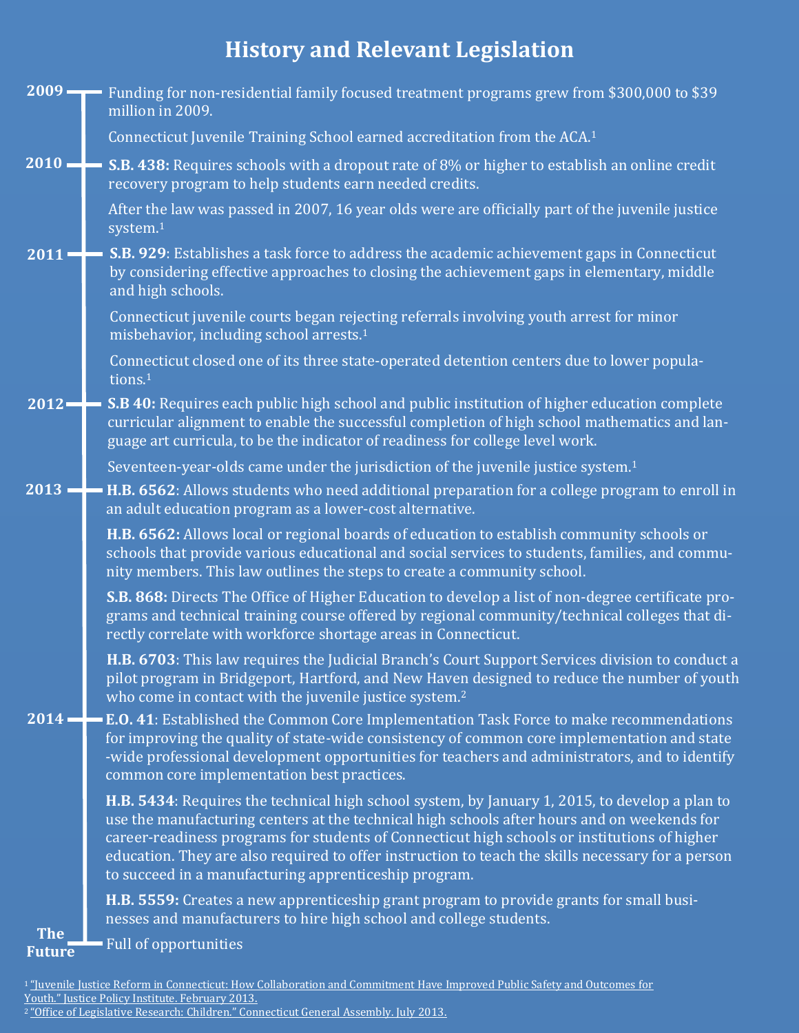# History and Relevant Legislation

**2009**

Funding for non-residential family focused treatment programs grew from $300,000 to $39 million in 2009.

Connecticut Juvenile Training School earned accreditation from the ACA.[1]

**2010**

**S.B. 438:** Requires schools with a dropout rate of 8% or higher to establish an online credit recovery program to help students earn needed credits.

After the law was passed in 2007, 16 year olds were are officially part of the juvenile justice system.[1]

**2011**

**S.B. 929**: Establishes a task force to address the academic achievement gaps in Connecticut by considering effective approaches to closing the achievement gaps in elementary, middle and high schools.

Connecticut juvenile courts began rejecting referrals involving youth arrest for minor misbehavior, including school arrests.[1]

Connecticut closed one of its three state-operated detention centers due to lower populations.[1]

**2012**

**S.B 40:** Requires each public high school and public institution of higher education complete curricular alignment to enable the successful completion of high school mathematics and language art curricula, to be the indicator of readiness for college level work.

Seventeen-year-olds came under the jurisdiction of the juvenile justice system.[1]

**2013**

**H.B. 6562**: Allows students who need additional preparation for a college program to enroll in an adult education program as a lower-cost alternative.

**H.B. 6562:** Allows local or regional boards of education to establish community schools or schools that provide various educational and social services to students, families, and community members. This law outlines the steps to create a community school.

**S.B. 868:** Directs The Office of Higher Education to develop a list of non-degree certificate programs and technical training course offered by regional community/technical colleges that directly correlate with workforce shortage areas in Connecticut.

**H.B. 6703**: This law requires the Judicial Branch's Court Support Services division to conduct a pilot program in Bridgeport, Hartford, and New Haven designed to reduce the number of youth who come in contact with the juvenile justice system.[2]

**2014**

**E.O. 41**: Established the Common Core Implementation Task Force to make recommendations for improving the quality of state-wide consistency of common core implementation and state-wide professional development opportunities for teachers and administrators, and to identify common core implementation best practices.

**H.B. 5434**: Requires the technical high school system, by January 1, 2015, to develop a plan to use the manufacturing centers at the technical high schools after hours and on weekends for career-readiness programs for students of Connecticut high schools or institutions of higher education. They are also required to offer instruction to teach the skills necessary for a person to succeed in a manufacturing apprenticeship program.

**H.B. 5559:** Creates a new apprenticeship grant program to provide grants for small businesses and manufacturers to hire high school and college students.

**The Future**

Full of opportunities

[1] "Juvenile Justice Reform in Connecticut: How Collaboration and Commitment Have Improved Public Safety and Outcomes for Youth." Justice Policy Institute. February 2013.

[2] "Office of Legislative Research: Children." Connecticut General Assembly. July 2013.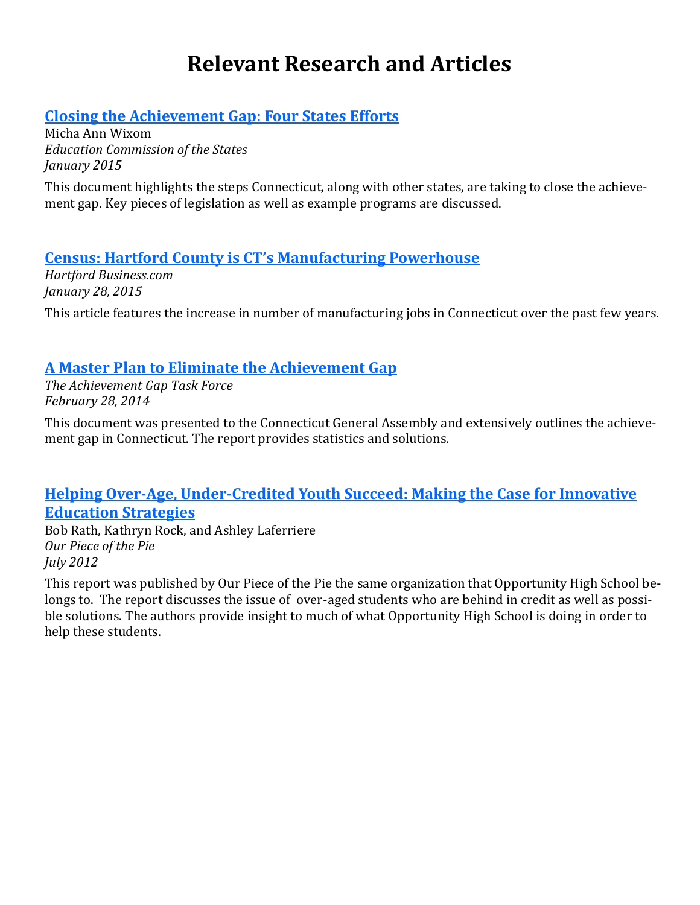# Relevant Research and Articles

## Closing the Achievement Gap: Four States Efforts

Micha Ann Wixom
*Education Commission of the States*
*January 2015*

This document highlights the steps Connecticut, along with other states, are taking to close the achievement gap. Key pieces of legislation as well as example programs are discussed.

## Census: Hartford County is CT's Manufacturing Powerhouse

*Hartford Business.com*
*January 28, 2015*

This article features the increase in number of manufacturing jobs in Connecticut over the past few years.

## A Master Plan to Eliminate the Achievement Gap

*The Achievement Gap Task Force*
*February 28, 2014*

This document was presented to the Connecticut General Assembly and extensively outlines the achievement gap in Connecticut. The report provides statistics and solutions.

## Helping Over-Age, Under-Credited Youth Succeed: Making the Case for Innovative Education Strategies

Bob Rath, Kathryn Rock, and Ashley Laferriere
*Our Piece of the Pie*
*July 2012*

This report was published by Our Piece of the Pie the same organization that Opportunity High School belongs to. The report discusses the issue of over-aged students who are behind in credit as well as possible solutions. The authors provide insight to much of what Opportunity High School is doing in order to help these students.